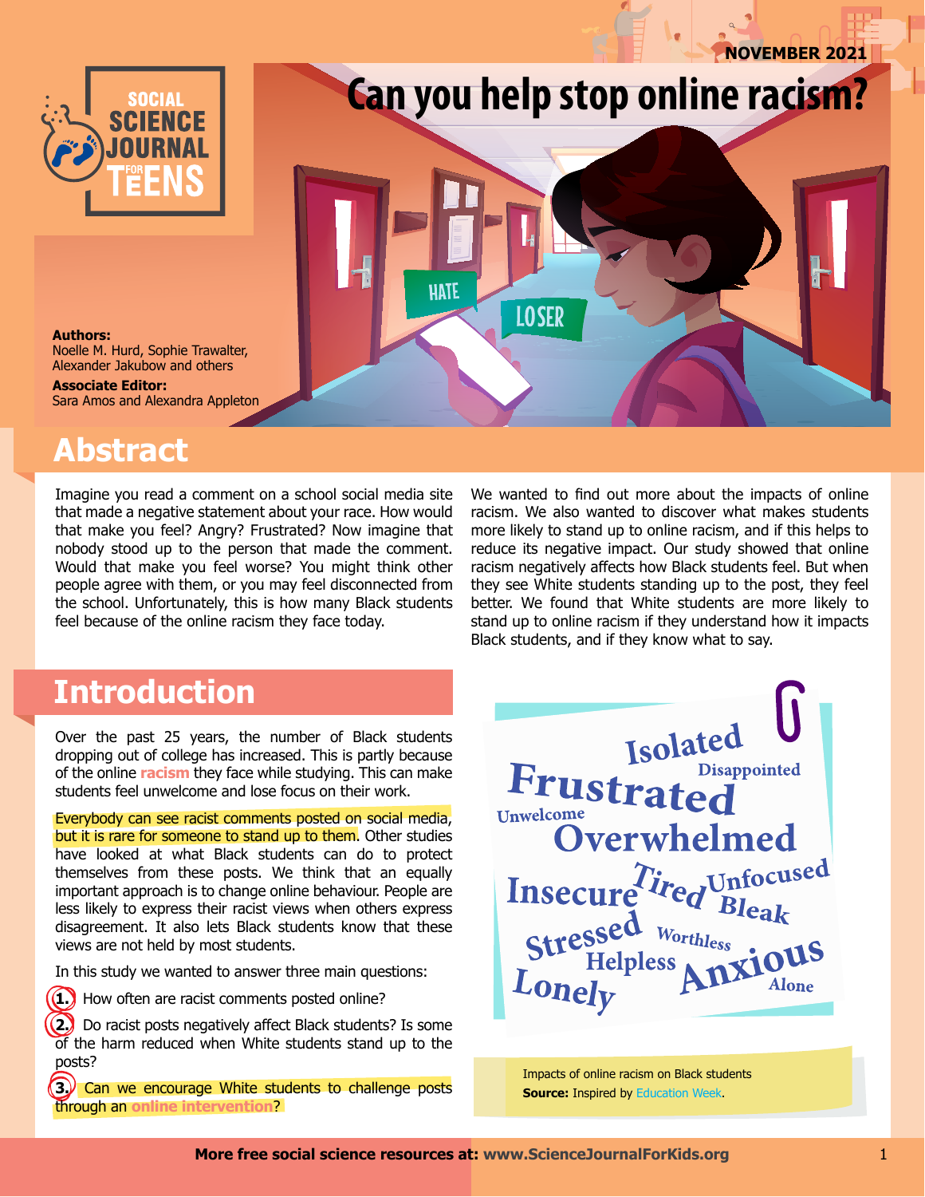NOVEMBER 2021

# Can you help stop online racism?

**Authors:**
Noelle M. Hurd, Sophie Trawalter, Alexander Jakubow and others

**Associate Editor:**
Sara Amos and Alexandra Appleton

## Abstract

Imagine you read a comment on a school social media site that made a negative statement about your race. How would that make you feel? Angry? Frustrated? Now imagine that nobody stood up to the person that made the comment. Would that make you feel worse? You might think other people agree with them, or you may feel disconnected from the school. Unfortunately, this is how many Black students feel because of the online racism they face today.

We wanted to find out more about the impacts of online racism. We also wanted to discover what makes students more likely to stand up to online racism, and if this helps to reduce its negative impact. Our study showed that online racism negatively affects how Black students feel. But when they see White students standing up to the post, they feel better. We found that White students are more likely to stand up to online racism if they understand how it impacts Black students, and if they know what to say.

## Introduction

Over the past 25 years, the number of Black students dropping out of college has increased. This is partly because of the online **racism** they face while studying. This can make students feel unwelcome and lose focus on their work.

Everybody can see racist comments posted on social media, but it is rare for someone to stand up to them. Other studies have looked at what Black students can do to protect themselves from these posts. We think that an equally important approach is to change online behaviour. People are less likely to express their racist views when others express disagreement. It also lets Black students know that these views are not held by most students.

In this study we wanted to answer three main questions:

1. How often are racist comments posted online?
2. Do racist posts negatively affect Black students? Is some of the harm reduced when White students stand up to the posts?
3. Can we encourage White students to challenge posts through an **online intervention**?

Isolated, Disappointed, Frustrated, Unwelcome, Overwhelmed, Insecure, Tired, Unfocused, Bleak, Stressed, Worthless, Helpless, Anxious, Lonely, Alone

Impacts of online racism on Black students
**Source:** Inspired by Education Week.

**More free social science resources at:** www.ScienceJournalForKids.org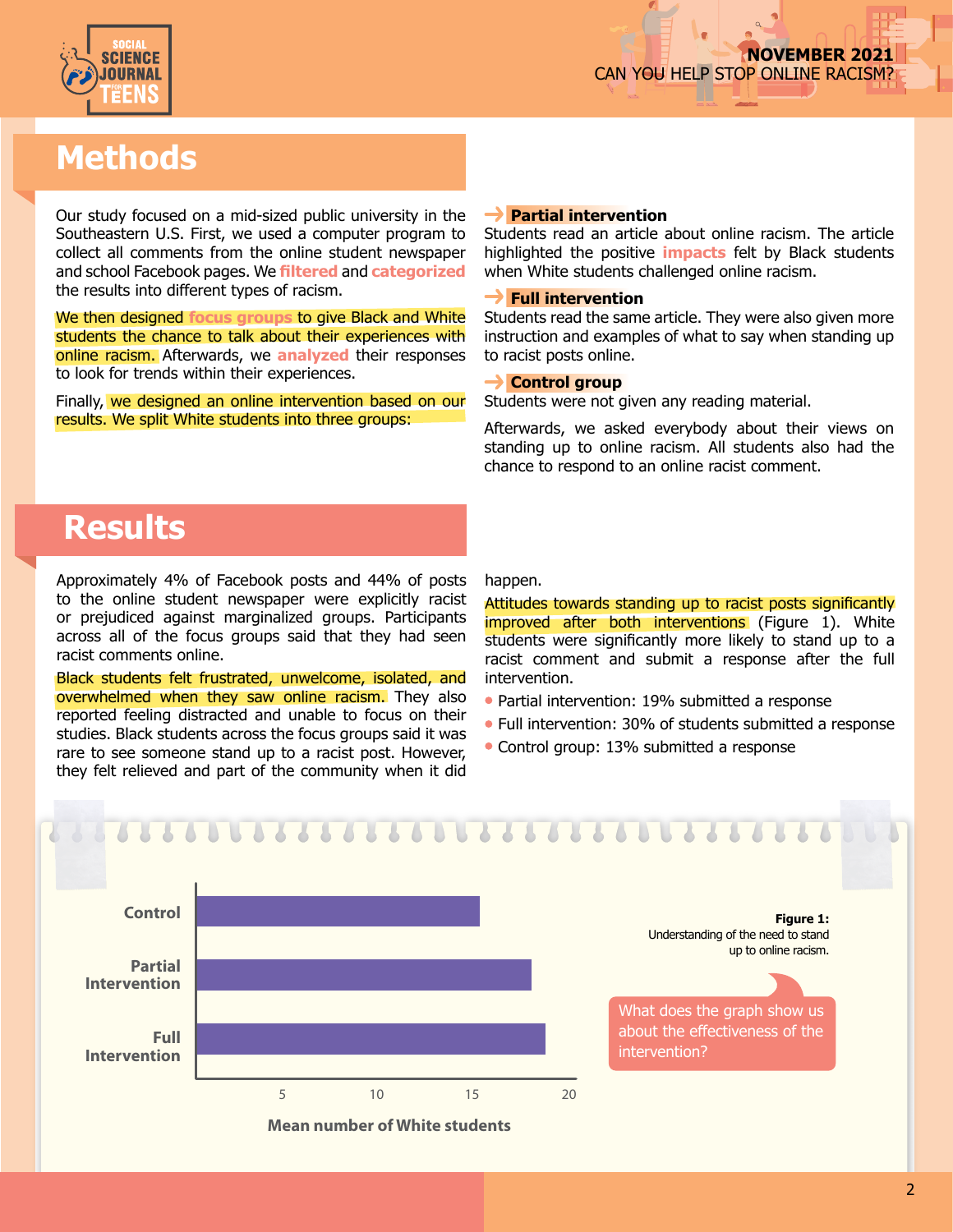## Methods

Our study focused on a mid-sized public university in the Southeastern U.S. First, we used a computer program to collect all comments from the online student newspaper and school Facebook pages. We **filtered** and **categorized** the results into different types of racism.

We then designed **focus groups** to give Black and White students the chance to talk about their experiences with online racism. Afterwards, we **analyzed** their responses to look for trends within their experiences.

Finally, we designed an online intervention based on our results. We split White students into three groups:

**→ Partial intervention**
Students read an article about online racism. The article highlighted the positive **impacts** felt by Black students when White students challenged online racism.

**→ Full intervention**
Students read the same article. They were also given more instruction and examples of what to say when standing up to racist posts online.

**→ Control group**
Students were not given any reading material.

Afterwards, we asked everybody about their views on standing up to online racism. All students also had the chance to respond to an online racist comment.

## Results

Approximately 4% of Facebook posts and 44% of posts to the online student newspaper were explicitly racist or prejudiced against marginalized groups. Participants across all of the focus groups said that they had seen racist comments online.

Black students felt frustrated, unwelcome, isolated, and overwhelmed when they saw online racism. They also reported feeling distracted and unable to focus on their studies. Black students across the focus groups said it was rare to see someone stand up to a racist post. However, they felt relieved and part of the community when it did happen.

Attitudes towards standing up to racist posts significantly improved after both interventions (Figure 1). White students were significantly more likely to stand up to a racist comment and submit a response after the full intervention.

- Partial intervention: 19% submitted a response
- Full intervention: 30% of students submitted a response
- Control group: 13% submitted a response

| Group | Mean number of White students (approx.) |
|---|---|
| Control | 15 |
| Partial Intervention | 18 |
| Full Intervention | 19 |

**Figure 1:** Understanding of the need to stand up to online racism.

What does the graph show us about the effectiveness of the intervention?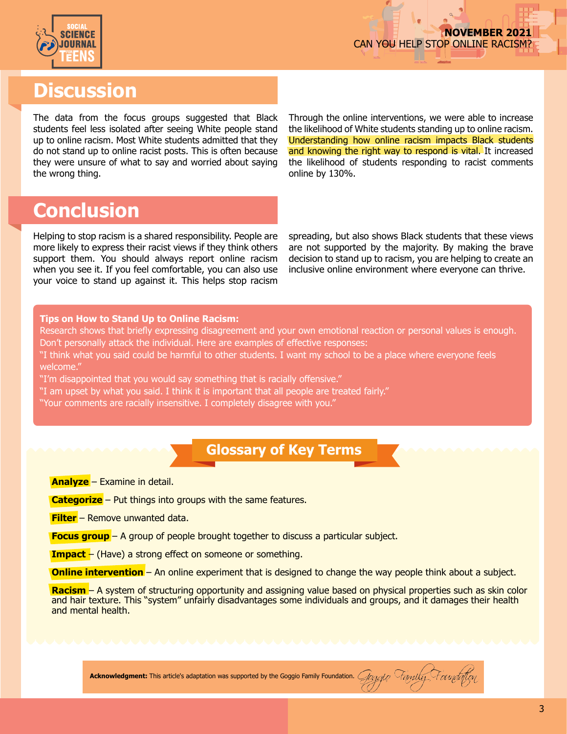## Discussion

The data from the focus groups suggested that Black students feel less isolated after seeing White people stand up to online racism. Most White students admitted that they do not stand up to online racist posts. This is often because they were unsure of what to say and worried about saying the wrong thing.

Through the online interventions, we were able to increase the likelihood of White students standing up to online racism. Understanding how online racism impacts Black students and knowing the right way to respond is vital. It increased the likelihood of students responding to racist comments online by 130%.

## Conclusion

Helping to stop racism is a shared responsibility. People are more likely to express their racist views if they think others support them. You should always report online racism when you see it. If you feel comfortable, you can also use your voice to stand up against it. This helps stop racism spreading, but also shows Black students that these views are not supported by the majority. By making the brave decision to stand up to racism, you are helping to create an inclusive online environment where everyone can thrive.

**Tips on How to Stand Up to Online Racism:**

Research shows that briefly expressing disagreement and your own emotional reaction or personal values is enough. Don't personally attack the individual. Here are examples of effective responses:

"I think what you said could be harmful to other students. I want my school to be a place where everyone feels welcome."

"I'm disappointed that you would say something that is racially offensive."

"I am upset by what you said. I think it is important that all people are treated fairly."

"Your comments are racially insensitive. I completely disagree with you."

## Glossary of Key Terms

**Analyze** – Examine in detail.

**Categorize** – Put things into groups with the same features.

**Filter** – Remove unwanted data.

**Focus group** – A group of people brought together to discuss a particular subject.

**Impact** – (Have) a strong effect on someone or something.

**Online intervention** – An online experiment that is designed to change the way people think about a subject.

**Racism** – A system of structuring opportunity and assigning value based on physical properties such as skin color and hair texture. This "system" unfairly disadvantages some individuals and groups, and it damages their health and mental health.

**Acknowledgment:** This article's adaptation was supported by the Goggio Family Foundation. Goggio Family Foundation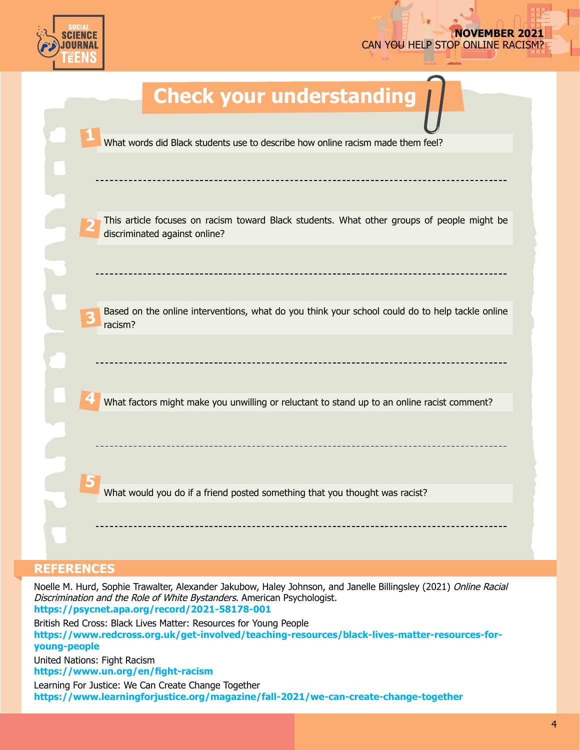## Check your understanding

1. What words did Black students use to describe how online racism made them feel?

2. This article focuses on racism toward Black students. What other groups of people might be discriminated against online?

3. Based on the online interventions, what do you think your school could do to help tackle online racism?

4. What factors might make you unwilling or reluctant to stand up to an online racist comment?

5. What would you do if a friend posted something that you thought was racist?

## REFERENCES

Noelle M. Hurd, Sophie Trawalter, Alexander Jakubow, Haley Johnson, and Janelle Billingsley (2021) *Online Racial Discrimination and the Role of White Bystanders*. American Psychologist.
**https://psycnet.apa.org/record/2021-58178-001**

British Red Cross: Black Lives Matter: Resources for Young People
**https://www.redcross.org.uk/get-involved/teaching-resources/black-lives-matter-resources-for-young-people**

United Nations: Fight Racism
**https://www.un.org/en/fight-racism**

Learning For Justice: We Can Create Change Together
**https://www.learningforjustice.org/magazine/fall-2021/we-can-create-change-together**